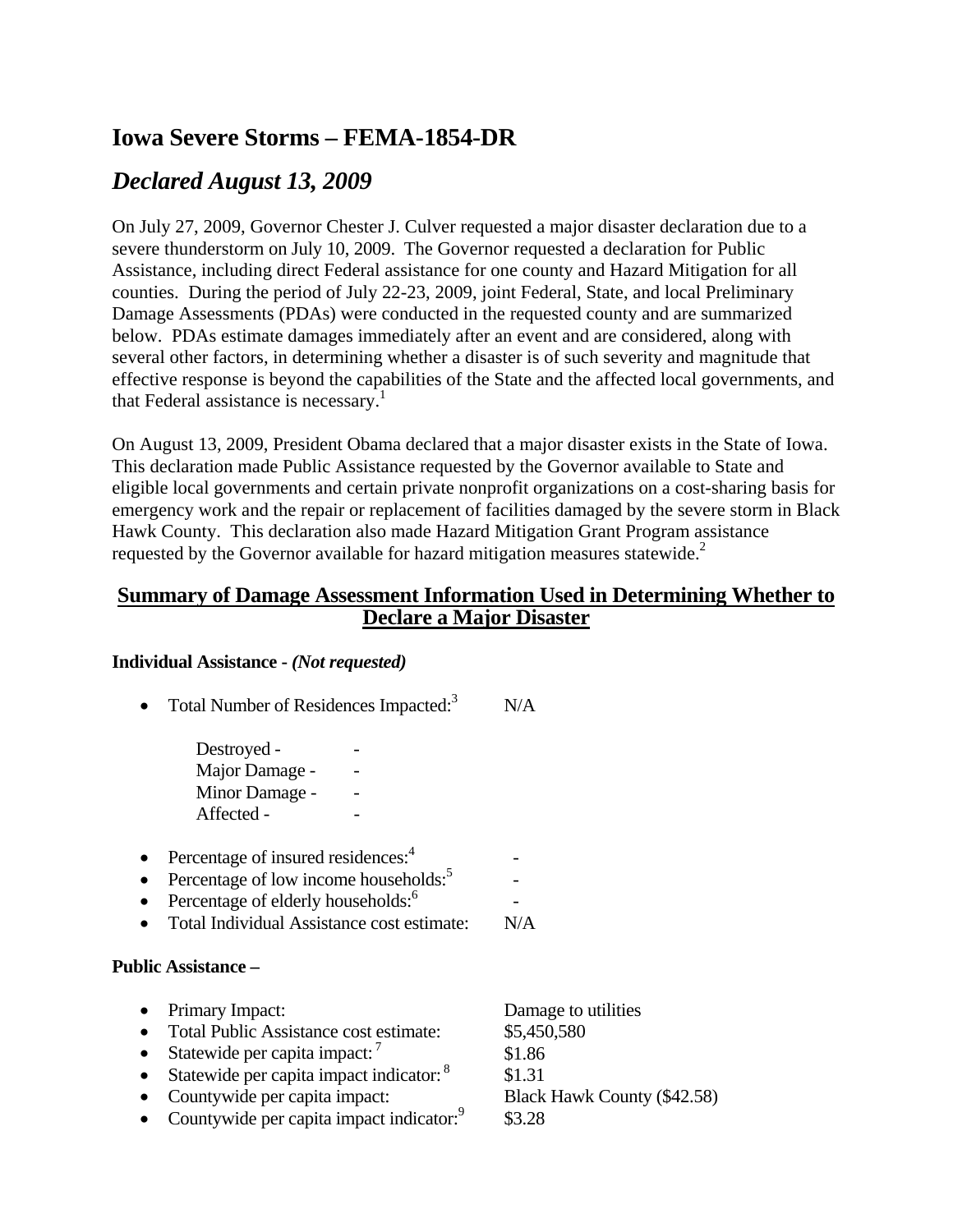# Iowa Severe Storms – FEMA-1854-DR

## *Declared August 13, 2009*

On July 27, 2009, Governor Chester J. Culver requested a major disaster declaration due to a severe thunderstorm on July 10, 2009. The Governor requested a declaration for Public Assistance, including direct Federal assistance for one county and Hazard Mitigation for all counties. During the period of July 22-23, 2009, joint Federal, State, and local Preliminary Damage Assessments (PDAs) were conducted in the requested county and are summarized below. PDAs estimate damages immediately after an event and are considered, along with several other factors, in determining whether a disaster is of such severity and magnitude that effective response is beyond the capabilities of the State and the affected local governments, and that Federal assistance is necessary.[1]

On August 13, 2009, President Obama declared that a major disaster exists in the State of Iowa. This declaration made Public Assistance requested by the Governor available to State and eligible local governments and certain private nonprofit organizations on a cost-sharing basis for emergency work and the repair or replacement of facilities damaged by the severe storm in Black Hawk County. This declaration also made Hazard Mitigation Grant Program assistance requested by the Governor available for hazard mitigation measures statewide.[2]

## Summary of Damage Assessment Information Used in Determining Whether to Declare a Major Disaster

**Individual Assistance -** ***(Not requested)***

- Total Number of Residences Impacted:[3] N/A

  Destroyed - -
  Major Damage - -
  Minor Damage - -
  Affected - -

- Percentage of insured residences:[4] -
- Percentage of low income households:[5] -
- Percentage of elderly households:[6] -
- Total Individual Assistance cost estimate: N/A

**Public Assistance –**

- Primary Impact: Damage to utilities
- Total Public Assistance cost estimate: $5,450,580
- Statewide per capita impact:[7] $1.86
- Statewide per capita impact indicator:[8] $1.31
- Countywide per capita impact: Black Hawk County ($42.58)
- Countywide per capita impact indicator:[9] $3.28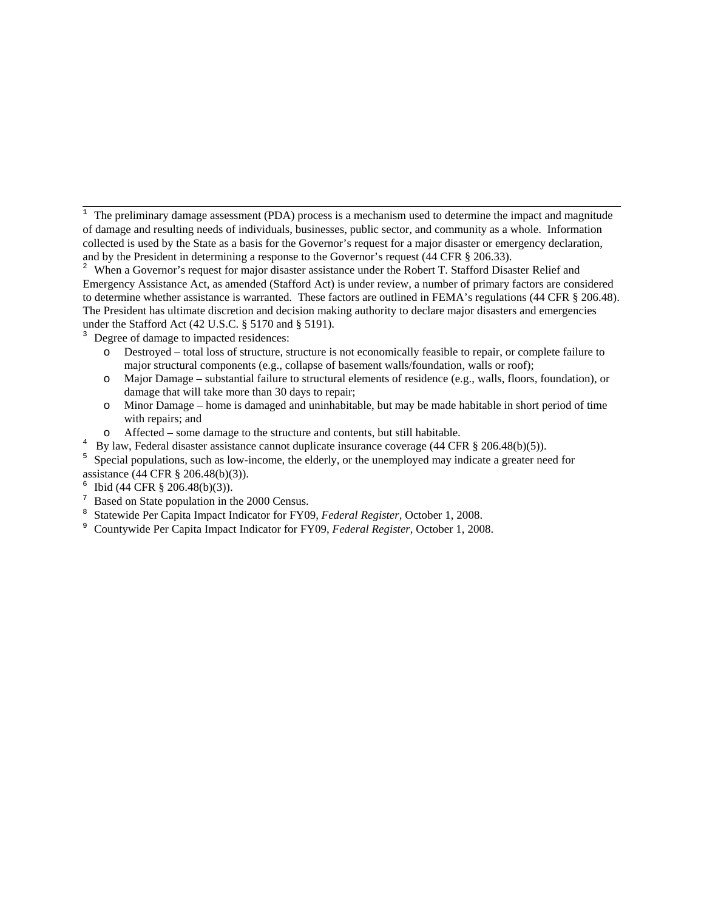[1] The preliminary damage assessment (PDA) process is a mechanism used to determine the impact and magnitude of damage and resulting needs of individuals, businesses, public sector, and community as a whole. Information collected is used by the State as a basis for the Governor's request for a major disaster or emergency declaration, and by the President in determining a response to the Governor's request (44 CFR § 206.33).

[2] When a Governor's request for major disaster assistance under the Robert T. Stafford Disaster Relief and Emergency Assistance Act, as amended (Stafford Act) is under review, a number of primary factors are considered to determine whether assistance is warranted. These factors are outlined in FEMA's regulations (44 CFR § 206.48). The President has ultimate discretion and decision making authority to declare major disasters and emergencies under the Stafford Act (42 U.S.C. § 5170 and § 5191).

[3] Degree of damage to impacted residences:

- Destroyed – total loss of structure, structure is not economically feasible to repair, or complete failure to major structural components (e.g., collapse of basement walls/foundation, walls or roof);
- Major Damage – substantial failure to structural elements of residence (e.g., walls, floors, foundation), or damage that will take more than 30 days to repair;
- Minor Damage – home is damaged and uninhabitable, but may be made habitable in short period of time with repairs; and
- Affected – some damage to the structure and contents, but still habitable.

[4] By law, Federal disaster assistance cannot duplicate insurance coverage (44 CFR § 206.48(b)(5)).

[5] Special populations, such as low-income, the elderly, or the unemployed may indicate a greater need for assistance (44 CFR § 206.48(b)(3)).

[6] Ibid (44 CFR § 206.48(b)(3)).

[7] Based on State population in the 2000 Census.

[8] Statewide Per Capita Impact Indicator for FY09, *Federal Register*, October 1, 2008.

[9] Countywide Per Capita Impact Indicator for FY09, *Federal Register*, October 1, 2008.